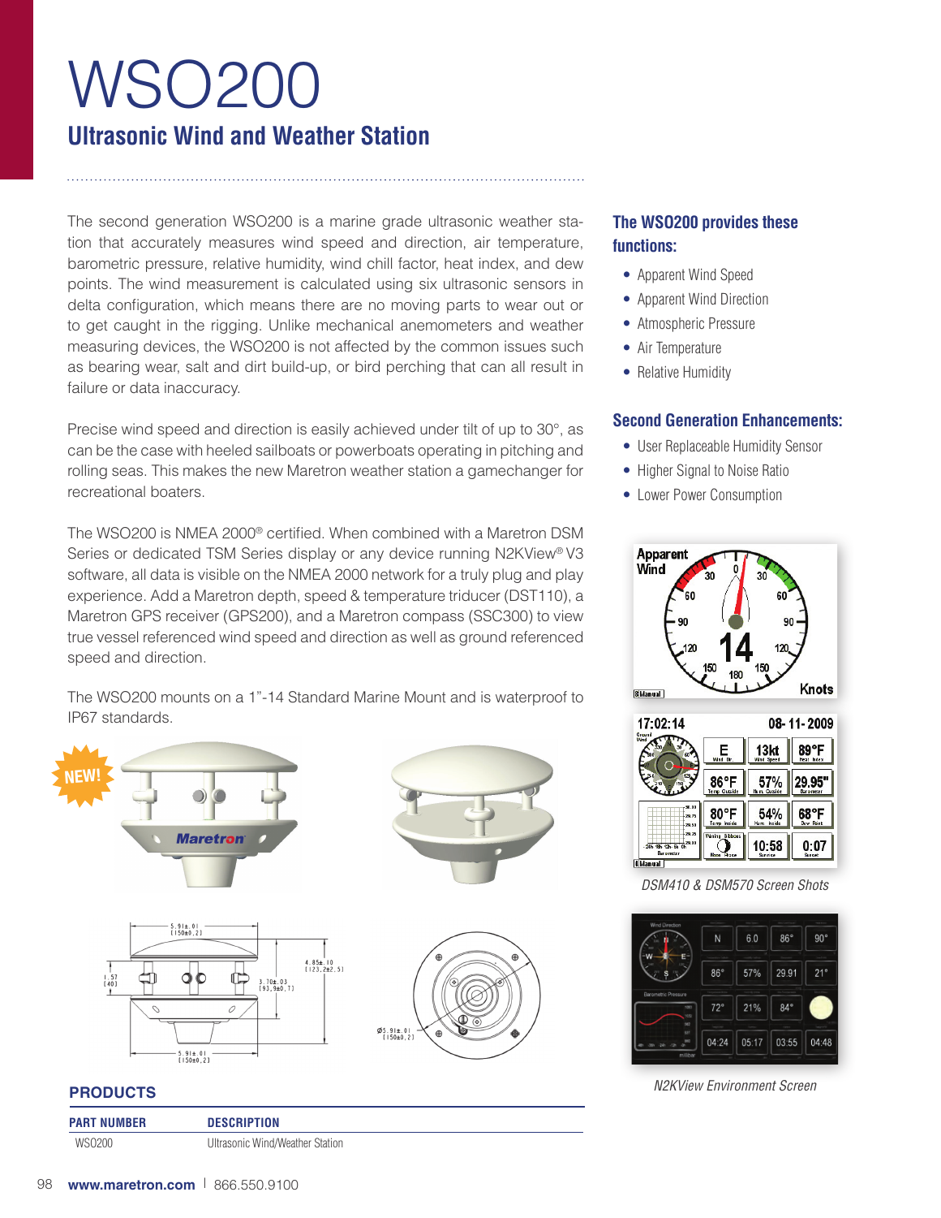# WSO200

## Ultrasonic Wind and Weather Station

The second generation WSO200 is a marine grade ultrasonic weather station that accurately measures wind speed and direction, air temperature, barometric pressure, relative humidity, wind chill factor, heat index, and dew points. The wind measurement is calculated using six ultrasonic sensors in delta configuration, which means there are no moving parts to wear out or to get caught in the rigging. Unlike mechanical anemometers and weather measuring devices, the WSO200 is not affected by the common issues such as bearing wear, salt and dirt build-up, or bird perching that can all result in failure or data inaccuracy.

Precise wind speed and direction is easily achieved under tilt of up to 30°, as can be the case with heeled sailboats or powerboats operating in pitching and rolling seas. This makes the new Maretron weather station a gamechanger for recreational boaters.

The WSO200 is NMEA 2000® certified. When combined with a Maretron DSM Series or dedicated TSM Series display or any device running N2KView® V3 software, all data is visible on the NMEA 2000 network for a truly plug and play experience. Add a Maretron depth, speed & temperature triducer (DST110), a Maretron GPS receiver (GPS200), and a Maretron compass (SSC300) to view true vessel referenced wind speed and direction as well as ground referenced speed and direction.

The WSO200 mounts on a 1”-14 Standard Marine Mount and is waterproof to IP67 standards.

NEW!

Maretron

5.91±.01
[150±0.2]

4.85±.10
[123.2±2.5]

1.57
[40]

3.70±.03
[93.9±0.7]

5.91±.01
[150±0.2]

Ø5.91±.01
[150±0.2]

### The WSO200 provides these functions:

- Apparent Wind Speed
- Apparent Wind Direction
- Atmospheric Pressure
- Air Temperature
- Relative Humidity

### Second Generation Enhancements:

- User Replaceable Humidity Sensor
- Higher Signal to Noise Ratio
- Lower Power Consumption

*DSM410 & DSM570 Screen Shots*

*N2KView Environment Screen*

## PRODUCTS

| PART NUMBER | DESCRIPTION |
|---|---|
| WSO200 | Ultrasonic Wind/Weather Station |

**www.maretron.com** | 866.550.9100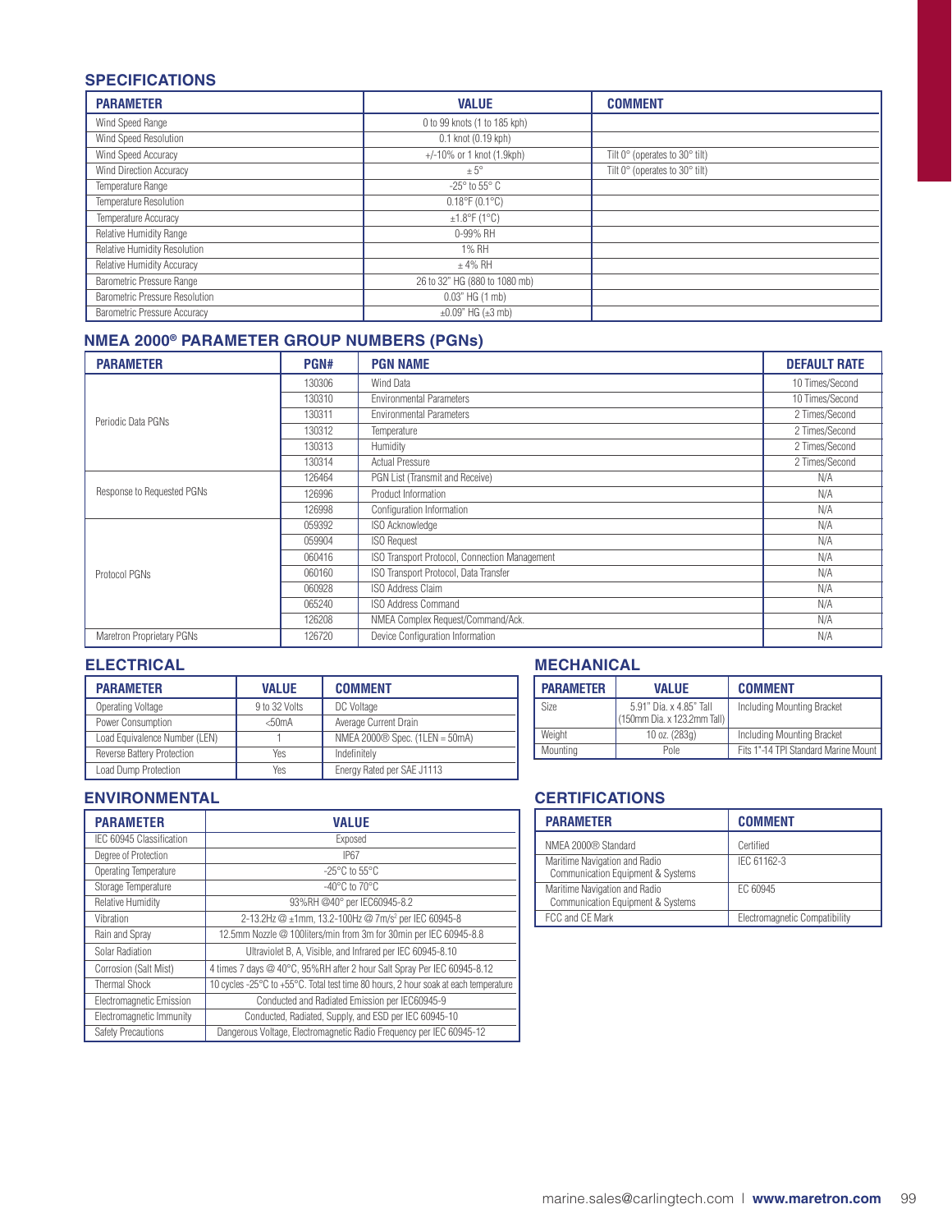## SPECIFICATIONS

| PARAMETER | VALUE | COMMENT |
|---|---|---|
| Wind Speed Range | 0 to 99 knots (1 to 185 kph) | |
| Wind Speed Resolution | 0.1 knot (0.19 kph) | |
| Wind Speed Accuracy | +/-10% or 1 knot (1.9kph) | Tilt 0° (operates to 30° tilt) |
| Wind Direction Accuracy | ± 5° | Tilt 0° (operates to 30° tilt) |
| Temperature Range | -25° to 55° C | |
| Temperature Resolution | 0.18°F (0.1°C) | |
| Temperature Accuracy | ±1.8°F (1°C) | |
| Relative Humidity Range | 0-99% RH | |
| Relative Humidity Resolution | 1% RH | |
| Relative Humidity Accuracy | ± 4% RH | |
| Barometric Pressure Range | 26 to 32" HG (880 to 1080 mb) | |
| Barometric Pressure Resolution | 0.03" HG (1 mb) | |
| Barometric Pressure Accuracy | ±0.09" HG (±3 mb) | |

## NMEA 2000® PARAMETER GROUP NUMBERS (PGNs)

| PARAMETER | PGN# | PGN NAME | DEFAULT RATE |
|---|---|---|---|
| Periodic Data PGNs | 130306 | Wind Data | 10 Times/Second |
| | 130310 | Environmental Parameters | 10 Times/Second |
| | 130311 | Environmental Parameters | 2 Times/Second |
| | 130312 | Temperature | 2 Times/Second |
| | 130313 | Humidity | 2 Times/Second |
| | 130314 | Actual Pressure | 2 Times/Second |
| Response to Requested PGNs | 126464 | PGN List (Transmit and Receive) | N/A |
| | 126996 | Product Information | N/A |
| | 126998 | Configuration Information | N/A |
| Protocol PGNs | 059392 | ISO Acknowledge | N/A |
| | 059904 | ISO Request | N/A |
| | 060416 | ISO Transport Protocol, Connection Management | N/A |
| | 060160 | ISO Transport Protocol, Data Transfer | N/A |
| | 060928 | ISO Address Claim | N/A |
| | 065240 | ISO Address Command | N/A |
| | 126208 | NMEA Complex Request/Command/Ack. | N/A |
| Maretron Proprietary PGNs | 126720 | Device Configuration Information | N/A |

## ELECTRICAL

| PARAMETER | VALUE | COMMENT |
|---|---|---|
| Operating Voltage | 9 to 32 Volts | DC Voltage |
| Power Consumption | <50mA | Average Current Drain |
| Load Equivalence Number (LEN) | 1 | NMEA 2000® Spec. (1LEN = 50mA) |
| Reverse Battery Protection | Yes | Indefinitely |
| Load Dump Protection | Yes | Energy Rated per SAE J1113 |

## MECHANICAL

| PARAMETER | VALUE | COMMENT |
|---|---|---|
| Size | 5.91" Dia. x 4.85" Tall (150mm Dia. x 123.2mm Tall) | Including Mounting Bracket |
| Weight | 10 oz. (283g) | Including Mounting Bracket |
| Mounting | Pole | Fits 1"-14 TPI Standard Marine Mount |

## ENVIRONMENTAL

| PARAMETER | VALUE |
|---|---|
| IEC 60945 Classification | Exposed |
| Degree of Protection | IP67 |
| Operating Temperature | -25°C to 55°C |
| Storage Temperature | -40°C to 70°C |
| Relative Humidity | 93%RH @40° per IEC60945-8.2 |
| Vibration | 2-13.2Hz @ ±1mm, 13.2-100Hz @ 7m/s² per IEC 60945-8 |
| Rain and Spray | 12.5mm Nozzle @ 100liters/min from 3m for 30min per IEC 60945-8.8 |
| Solar Radiation | Ultraviolet B, A, Visible, and Infrared per IEC 60945-8.10 |
| Corrosion (Salt Mist) | 4 times 7 days @ 40°C, 95%RH after 2 hour Salt Spray Per IEC 60945-8.12 |
| Thermal Shock | 10 cycles -25°C to +55°C. Total test time 80 hours, 2 hour soak at each temperature |
| Electromagnetic Emission | Conducted and Radiated Emission per IEC60945-9 |
| Electromagnetic Immunity | Conducted, Radiated, Supply, and ESD per IEC 60945-10 |
| Safety Precautions | Dangerous Voltage, Electromagnetic Radio Frequency per IEC 60945-12 |

## CERTIFICATIONS

| PARAMETER | COMMENT |
|---|---|
| NMEA 2000® Standard | Certified |
| Maritime Navigation and Radio Communication Equipment & Systems | IEC 61162-3 |
| Maritime Navigation and Radio Communication Equipment & Systems | EC 60945 |
| FCC and CE Mark | Electromagnetic Compatibility |

marine.sales@carlingtech.com | **www.maretron.com**